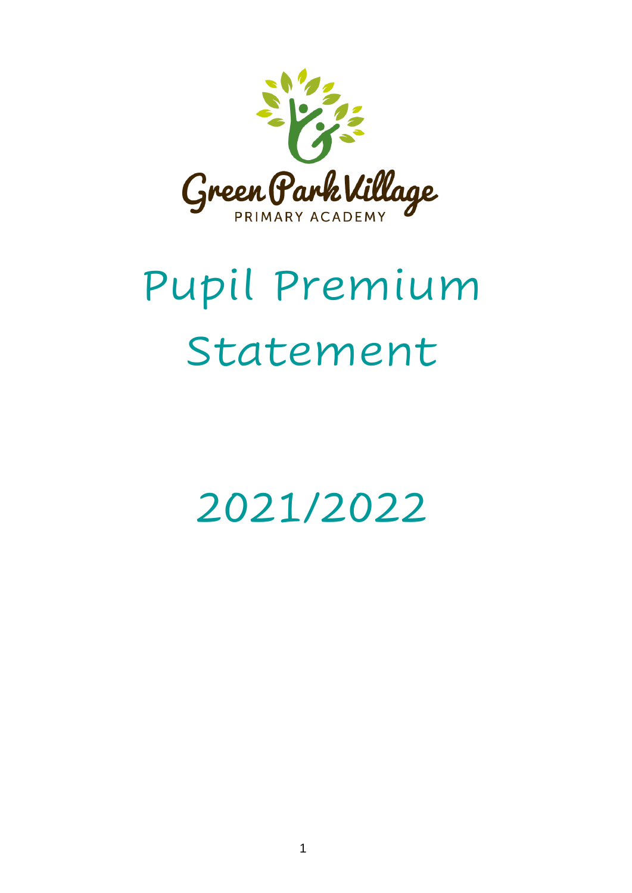Green Park Village

PRIMARY ACADEMY

# Pupil Premium Statement

## 2021/2022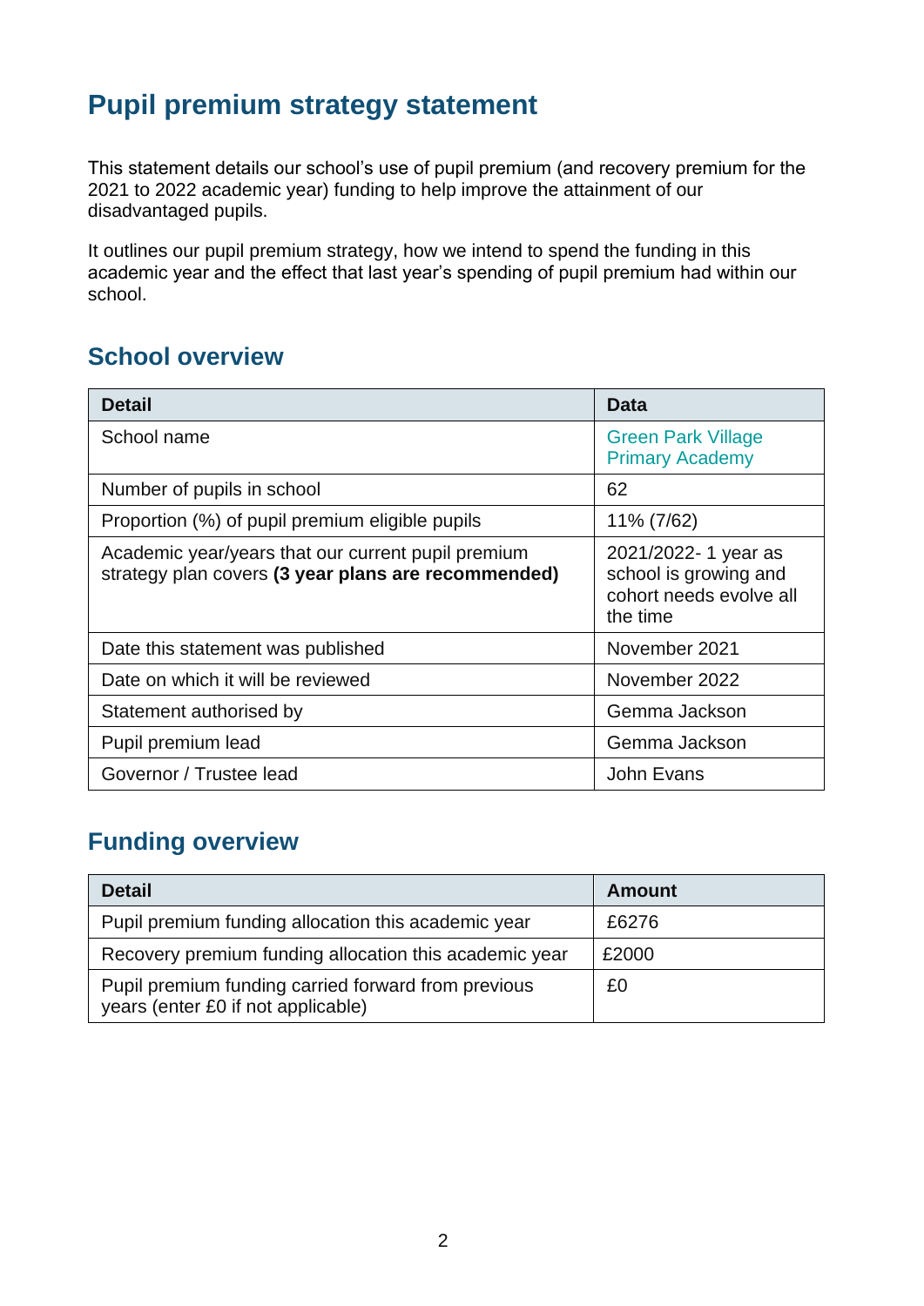# Pupil premium strategy statement

This statement details our school's use of pupil premium (and recovery premium for the 2021 to 2022 academic year) funding to help improve the attainment of our disadvantaged pupils.

It outlines our pupil premium strategy, how we intend to spend the funding in this academic year and the effect that last year's spending of pupil premium had within our school.

## School overview

| Detail | Data |
|---|---|
| School name | Green Park Village Primary Academy |
| Number of pupils in school | 62 |
| Proportion (%) of pupil premium eligible pupils | 11% (7/62) |
| Academic year/years that our current pupil premium strategy plan covers **(3 year plans are recommended)** | 2021/2022- 1 year as school is growing and cohort needs evolve all the time |
| Date this statement was published | November 2021 |
| Date on which it will be reviewed | November 2022 |
| Statement authorised by | Gemma Jackson |
| Pupil premium lead | Gemma Jackson |
| Governor / Trustee lead | John Evans |

## Funding overview

| Detail | Amount |
|---|---|
| Pupil premium funding allocation this academic year | £6276 |
| Recovery premium funding allocation this academic year | £2000 |
| Pupil premium funding carried forward from previous years (enter £0 if not applicable) | £0 |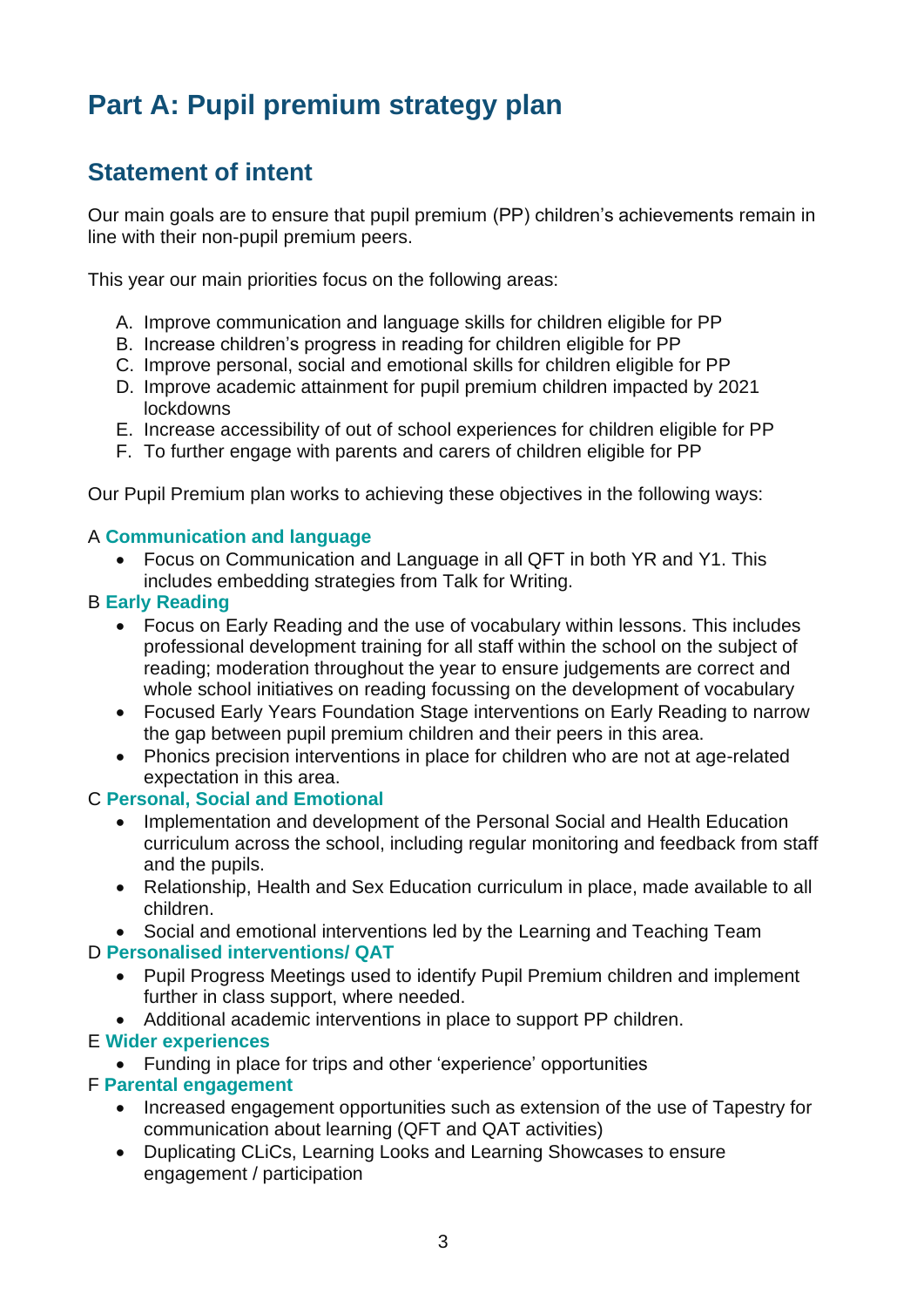# Part A: Pupil premium strategy plan

## Statement of intent

Our main goals are to ensure that pupil premium (PP) children's achievements remain in line with their non-pupil premium peers.

This year our main priorities focus on the following areas:

A. Improve communication and language skills for children eligible for PP
B. Increase children's progress in reading for children eligible for PP
C. Improve personal, social and emotional skills for children eligible for PP
D. Improve academic attainment for pupil premium children impacted by 2021 lockdowns
E. Increase accessibility of out of school experiences for children eligible for PP
F. To further engage with parents and carers of children eligible for PP

Our Pupil Premium plan works to achieving these objectives in the following ways:

A **Communication and language**

- Focus on Communication and Language in all QFT in both YR and Y1. This includes embedding strategies from Talk for Writing.

B **Early Reading**

- Focus on Early Reading and the use of vocabulary within lessons. This includes professional development training for all staff within the school on the subject of reading; moderation throughout the year to ensure judgements are correct and whole school initiatives on reading focussing on the development of vocabulary
- Focused Early Years Foundation Stage interventions on Early Reading to narrow the gap between pupil premium children and their peers in this area.
- Phonics precision interventions in place for children who are not at age-related expectation in this area.

C **Personal, Social and Emotional**

- Implementation and development of the Personal Social and Health Education curriculum across the school, including regular monitoring and feedback from staff and the pupils.
- Relationship, Health and Sex Education curriculum in place, made available to all children.
- Social and emotional interventions led by the Learning and Teaching Team

D **Personalised interventions/ QAT**

- Pupil Progress Meetings used to identify Pupil Premium children and implement further in class support, where needed.
- Additional academic interventions in place to support PP children.

E **Wider experiences**

- Funding in place for trips and other 'experience' opportunities

F **Parental engagement**

- Increased engagement opportunities such as extension of the use of Tapestry for communication about learning (QFT and QAT activities)
- Duplicating CLiCs, Learning Looks and Learning Showcases to ensure engagement / participation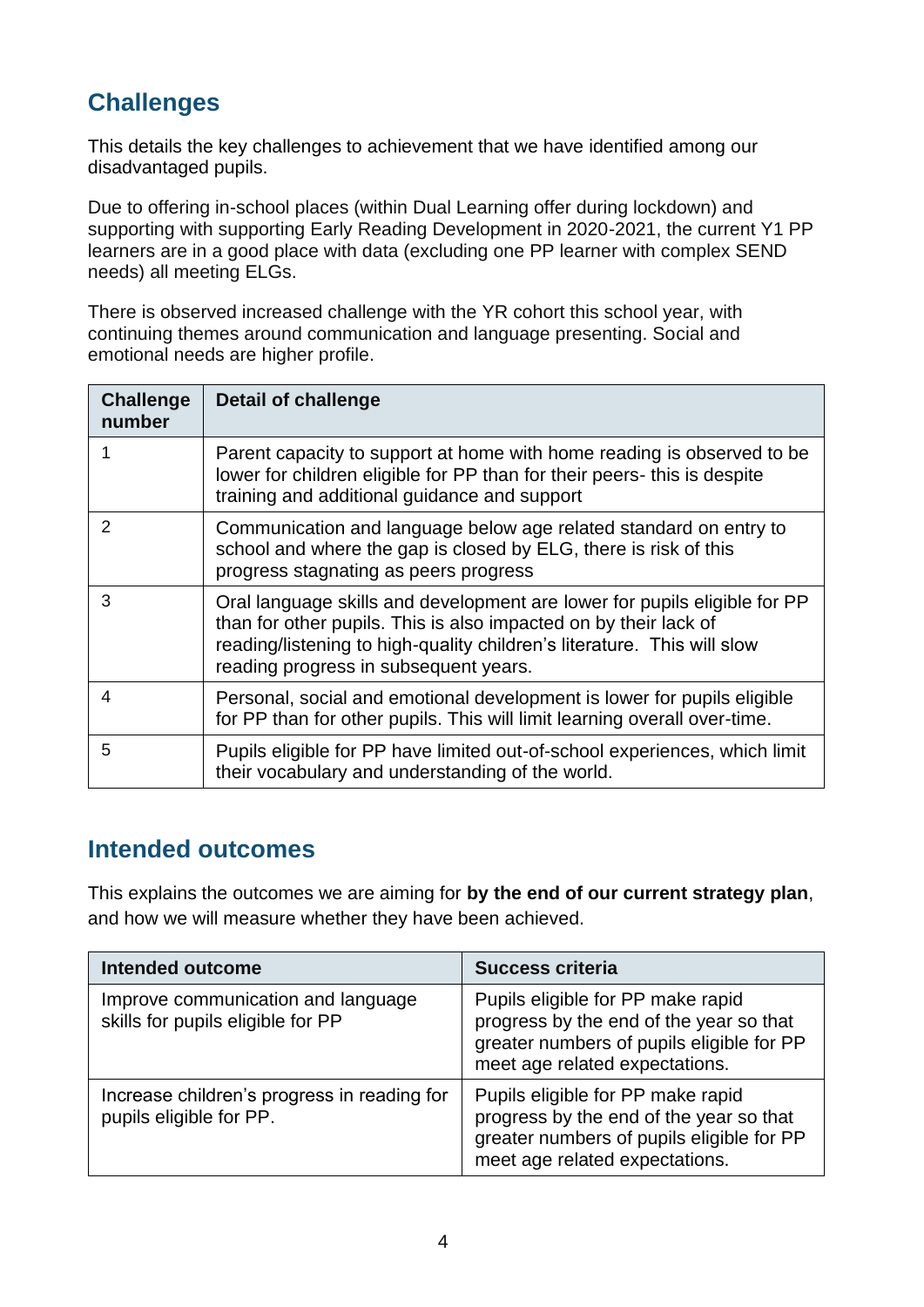## Challenges

This details the key challenges to achievement that we have identified among our disadvantaged pupils.

Due to offering in-school places (within Dual Learning offer during lockdown) and supporting with supporting Early Reading Development in 2020-2021, the current Y1 PP learners are in a good place with data (excluding one PP learner with complex SEND needs) all meeting ELGs.

There is observed increased challenge with the YR cohort this school year, with continuing themes around communication and language presenting. Social and emotional needs are higher profile.

| Challenge number | Detail of challenge |
|---|---|
| 1 | Parent capacity to support at home with home reading is observed to be lower for children eligible for PP than for their peers- this is despite training and additional guidance and support |
| 2 | Communication and language below age related standard on entry to school and where the gap is closed by ELG, there is risk of this progress stagnating as peers progress |
| 3 | Oral language skills and development are lower for pupils eligible for PP than for other pupils. This is also impacted on by their lack of reading/listening to high-quality children's literature. This will slow reading progress in subsequent years. |
| 4 | Personal, social and emotional development is lower for pupils eligible for PP than for other pupils. This will limit learning overall over-time. |
| 5 | Pupils eligible for PP have limited out-of-school experiences, which limit their vocabulary and understanding of the world. |

## Intended outcomes

This explains the outcomes we are aiming for **by the end of our current strategy plan**, and how we will measure whether they have been achieved.

| Intended outcome | Success criteria |
|---|---|
| Improve communication and language skills for pupils eligible for PP | Pupils eligible for PP make rapid progress by the end of the year so that greater numbers of pupils eligible for PP meet age related expectations. |
| Increase children's progress in reading for pupils eligible for PP. | Pupils eligible for PP make rapid progress by the end of the year so that greater numbers of pupils eligible for PP meet age related expectations. |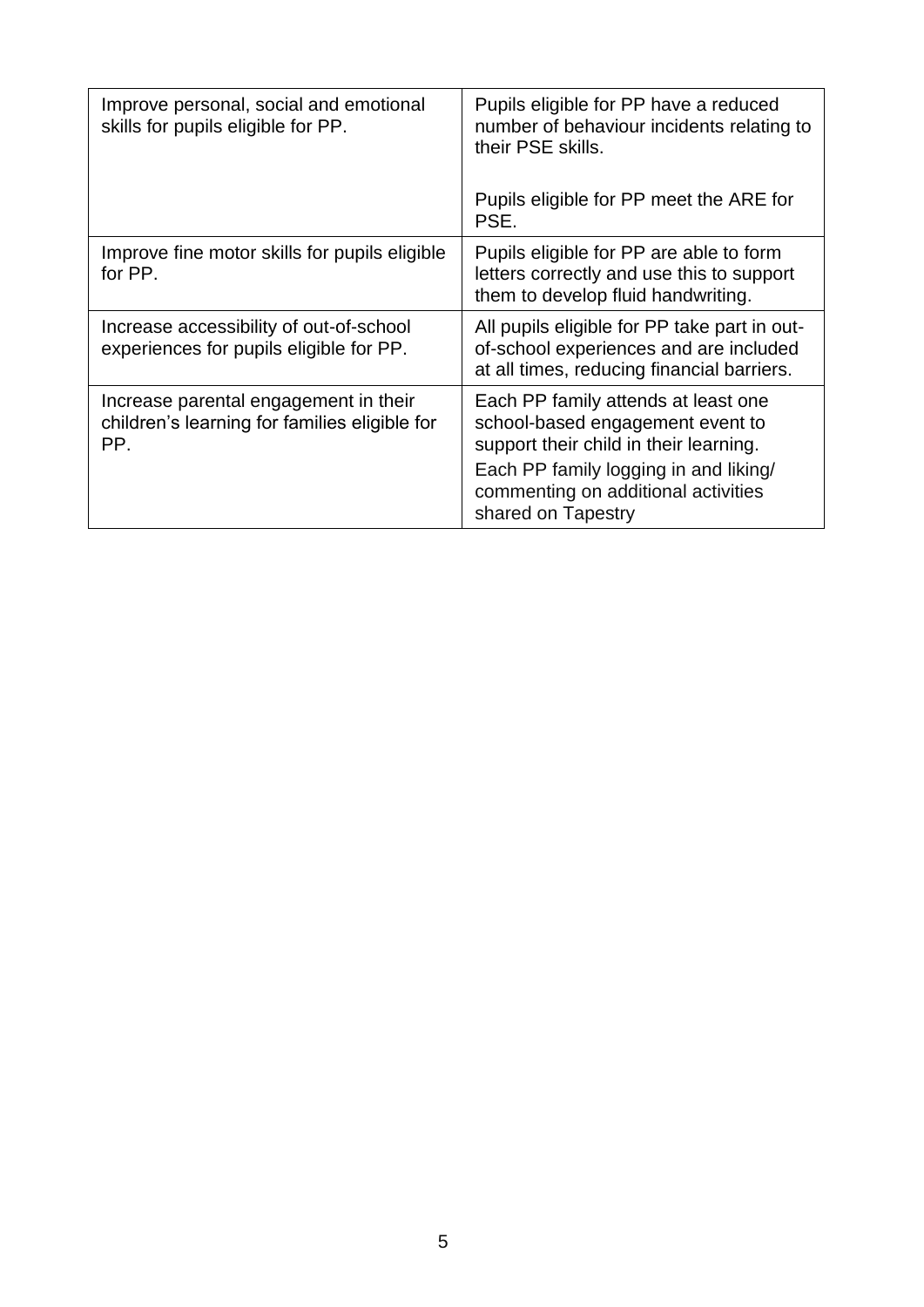| | |
|---|---|
| Improve personal, social and emotional skills for pupils eligible for PP. | Pupils eligible for PP have a reduced number of behaviour incidents relating to their PSE skills.<br><br>Pupils eligible for PP meet the ARE for PSE. |
| Improve fine motor skills for pupils eligible for PP. | Pupils eligible for PP are able to form letters correctly and use this to support them to develop fluid handwriting. |
| Increase accessibility of out-of-school experiences for pupils eligible for PP. | All pupils eligible for PP take part in out-of-school experiences and are included at all times, reducing financial barriers. |
| Increase parental engagement in their children's learning for families eligible for PP. | Each PP family attends at least one school-based engagement event to support their child in their learning.<br>Each PP family logging in and liking/ commenting on additional activities shared on Tapestry |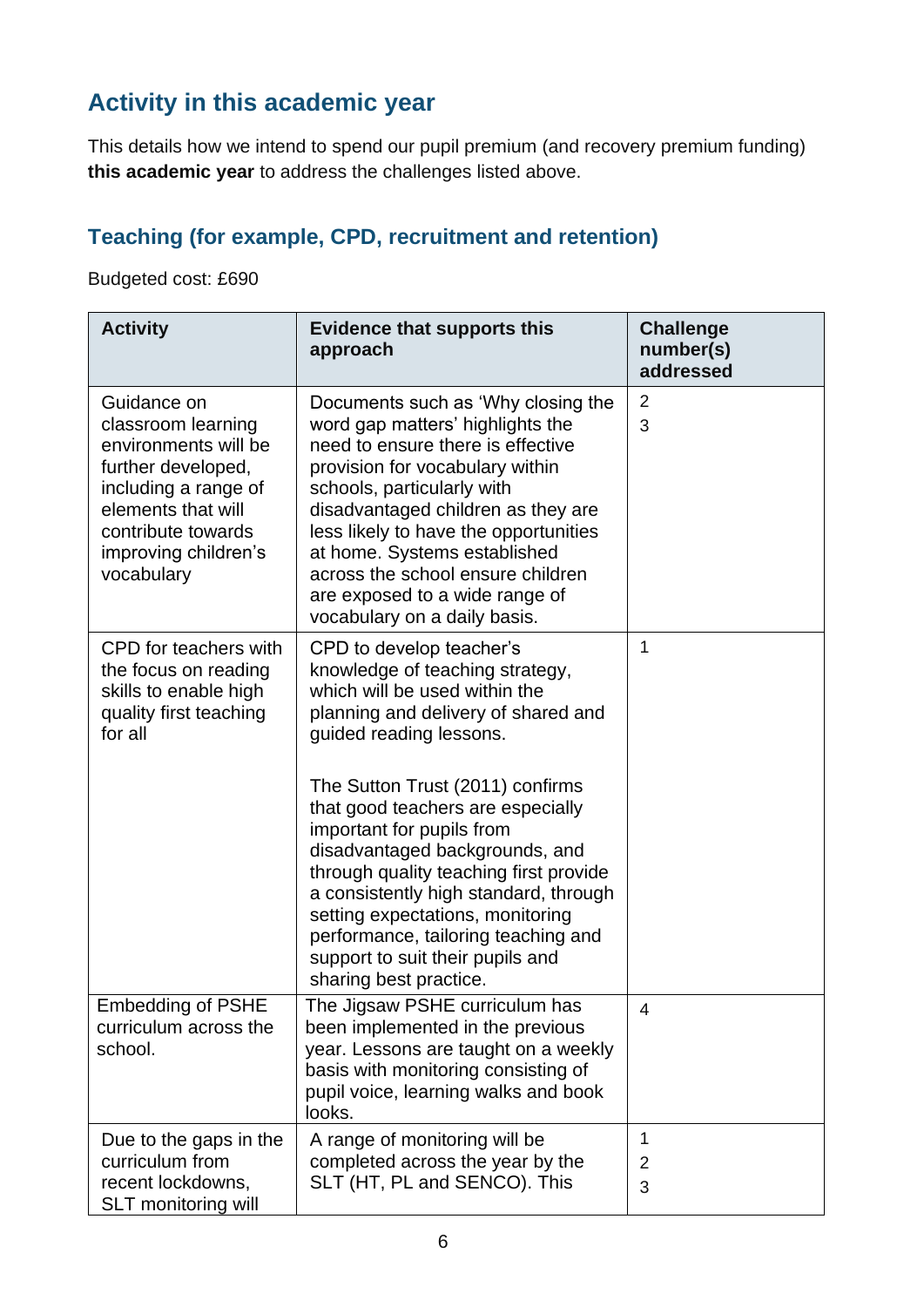## Activity in this academic year

This details how we intend to spend our pupil premium (and recovery premium funding) **this academic year** to address the challenges listed above.

### Teaching (for example, CPD, recruitment and retention)

Budgeted cost: £690

| Activity | Evidence that supports this approach | Challenge number(s) addressed |
|---|---|---|
| Guidance on classroom learning environments will be further developed, including a range of elements that will contribute towards improving children's vocabulary | Documents such as 'Why closing the word gap matters' highlights the need to ensure there is effective provision for vocabulary within schools, particularly with disadvantaged children as they are less likely to have the opportunities at home. Systems established across the school ensure children are exposed to a wide range of vocabulary on a daily basis. | 2<br>3 |
| CPD for teachers with the focus on reading skills to enable high quality first teaching for all | CPD to develop teacher's knowledge of teaching strategy, which will be used within the planning and delivery of shared and guided reading lessons.<br><br>The Sutton Trust (2011) confirms that good teachers are especially important for pupils from disadvantaged backgrounds, and through quality teaching first provide a consistently high standard, through setting expectations, monitoring performance, tailoring teaching and support to suit their pupils and sharing best practice. | 1 |
| Embedding of PSHE curriculum across the school. | The Jigsaw PSHE curriculum has been implemented in the previous year. Lessons are taught on a weekly basis with monitoring consisting of pupil voice, learning walks and book looks. | 4 |
| Due to the gaps in the curriculum from recent lockdowns, SLT monitoring will | A range of monitoring will be completed across the year by the SLT (HT, PL and SENCO). This | 1<br>2<br>3 |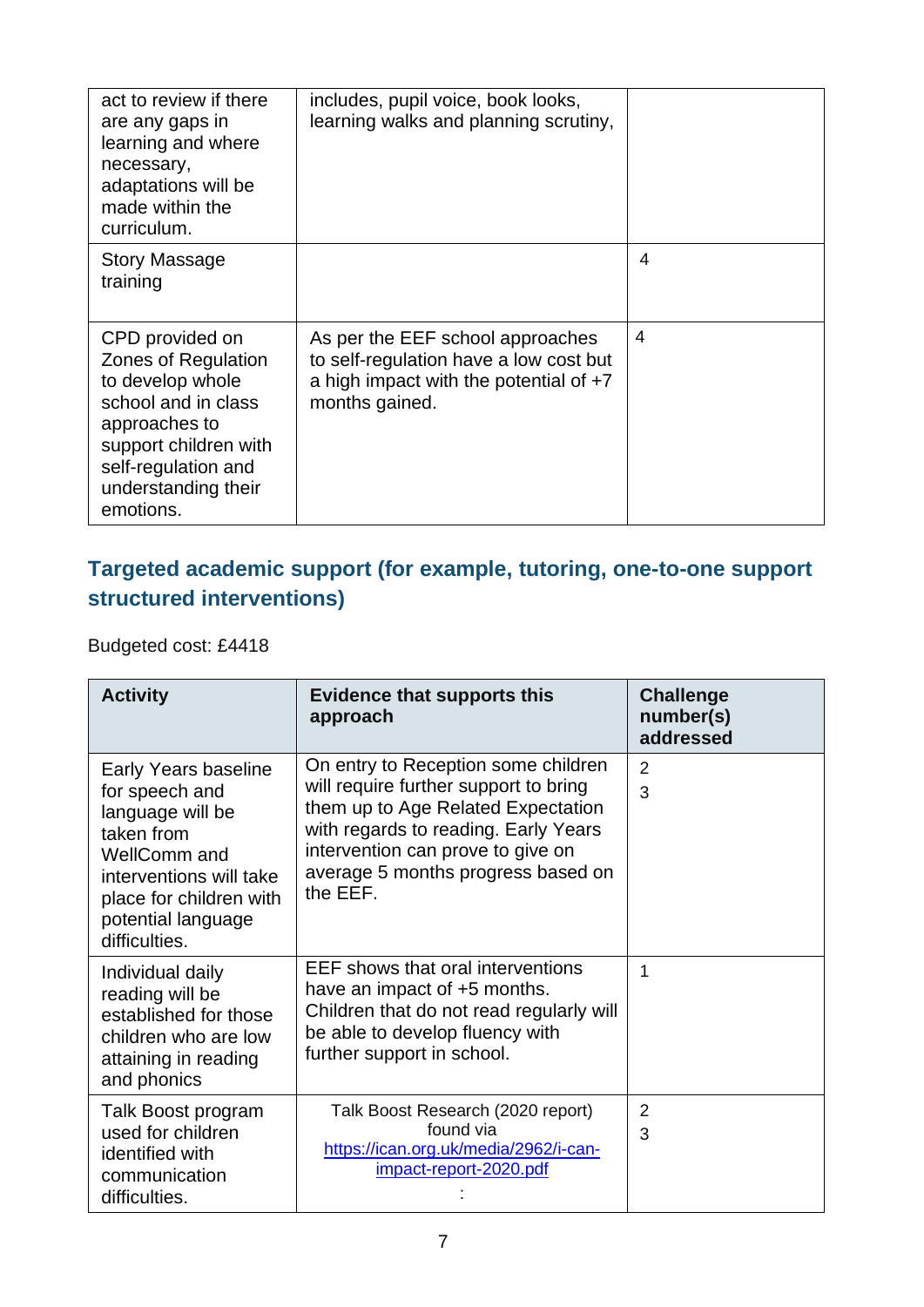| | | |
|---|---|---|
| act to review if there are any gaps in learning and where necessary, adaptations will be made within the curriculum. | includes, pupil voice, book looks, learning walks and planning scrutiny, | |
| Story Massage training | | 4 |
| CPD provided on Zones of Regulation to develop whole school and in class approaches to support children with self-regulation and understanding their emotions. | As per the EEF school approaches to self-regulation have a low cost but a high impact with the potential of +7 months gained. | 4 |

## Targeted academic support (for example, tutoring, one-to-one support structured interventions)

Budgeted cost: £4418

| Activity | Evidence that supports this approach | Challenge number(s) addressed |
|---|---|---|
| Early Years baseline for speech and language will be taken from WellComm and interventions will take place for children with potential language difficulties. | On entry to Reception some children will require further support to bring them up to Age Related Expectation with regards to reading. Early Years intervention can prove to give on average 5 months progress based on the EEF. | 2<br>3 |
| Individual daily reading will be established for those children who are low attaining in reading and phonics | EEF shows that oral interventions have an impact of +5 months. Children that do not read regularly will be able to develop fluency with further support in school. | 1 |
| Talk Boost program used for children identified with communication difficulties. | Talk Boost Research (2020 report) found via https://ican.org.uk/media/2962/i-can-impact-report-2020.pdf<br>: | 2<br>3 |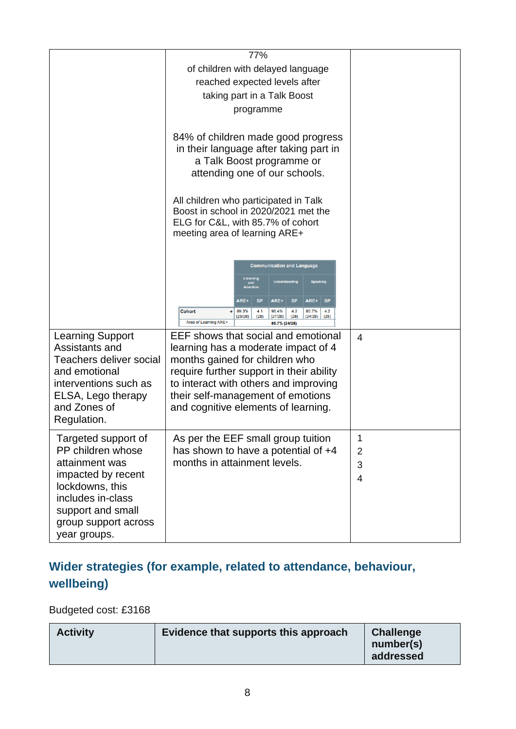| | | |
|---|---|---|
| | 77% of children with delayed language reached expected levels after taking part in a Talk Boost programme<br><br>84% of children made good progress in their language after taking part in a Talk Boost programme or attending one of our schools.<br><br>All children who participated in Talk Boost in school in 2020/2021 met the ELG for C&L, with 85.7% of cohort meeting area of learning ARE+<br><br>Communication and Language: Listening and Attention ARE+ 89.3% (25/28), SP 4.1 (28); Understanding ARE+ 96.4% (27/28), SP 4.2 (28); Speaking ARE+ 85.7% (24/28), SP 4.2 (28); Area of Learning ARE+ 85.7% (24/28) | |
| Learning Support Assistants and Teachers deliver social and emotional interventions such as ELSA, Lego therapy and Zones of Regulation. | EEF shows that social and emotional learning has a moderate impact of 4 months gained for children who require further support in their ability to interact with others and improving their self-management of emotions and cognitive elements of learning. | 4 |
| Targeted support of PP children whose attainment was impacted by recent lockdowns, this includes in-class support and small group support across year groups. | As per the EEF small group tuition has shown to have a potential of +4 months in attainment levels. | 1<br>2<br>3<br>4 |

## Wider strategies (for example, related to attendance, behaviour, wellbeing)

Budgeted cost: £3168

| Activity | Evidence that supports this approach | Challenge number(s) addressed |
|---|---|---|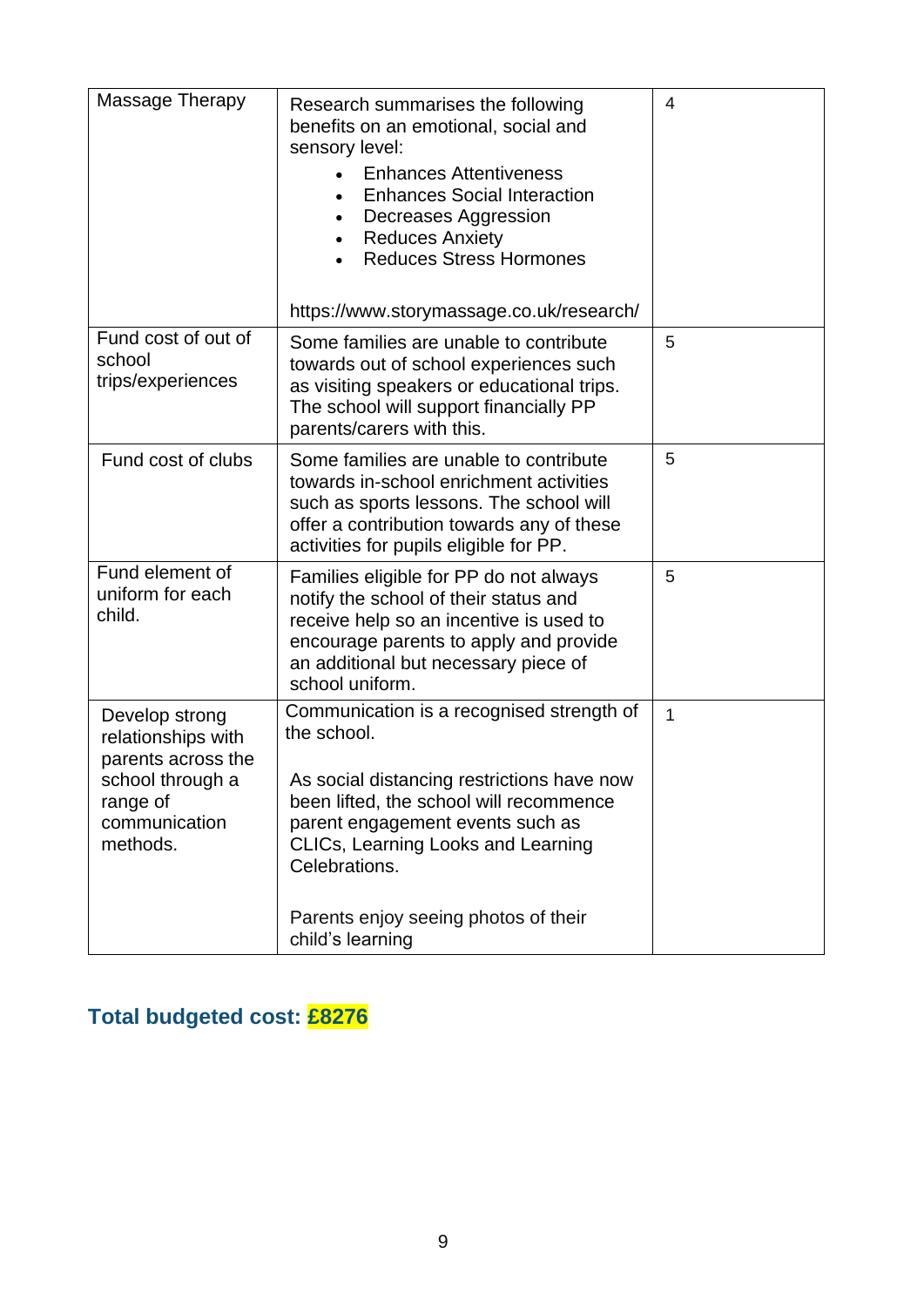| | | |
|---|---|---|
| Massage Therapy | Research summarises the following benefits on an emotional, social and sensory level:<br>• Enhances Attentiveness<br>• Enhances Social Interaction<br>• Decreases Aggression<br>• Reduces Anxiety<br>• Reduces Stress Hormones<br><br>https://www.storymassage.co.uk/research/ | 4 |
| Fund cost of out of school trips/experiences | Some families are unable to contribute towards out of school experiences such as visiting speakers or educational trips. The school will support financially PP parents/carers with this. | 5 |
| Fund cost of clubs | Some families are unable to contribute towards in-school enrichment activities such as sports lessons. The school will offer a contribution towards any of these activities for pupils eligible for PP. | 5 |
| Fund element of uniform for each child. | Families eligible for PP do not always notify the school of their status and receive help so an incentive is used to encourage parents to apply and provide an additional but necessary piece of school uniform. | 5 |
| Develop strong relationships with parents across the school through a range of communication methods. | Communication is a recognised strength of the school.<br><br>As social distancing restrictions have now been lifted, the school will recommence parent engagement events such as CLICs, Learning Looks and Learning Celebrations.<br><br>Parents enjoy seeing photos of their child's learning | 1 |

## Total budgeted cost: **£8276**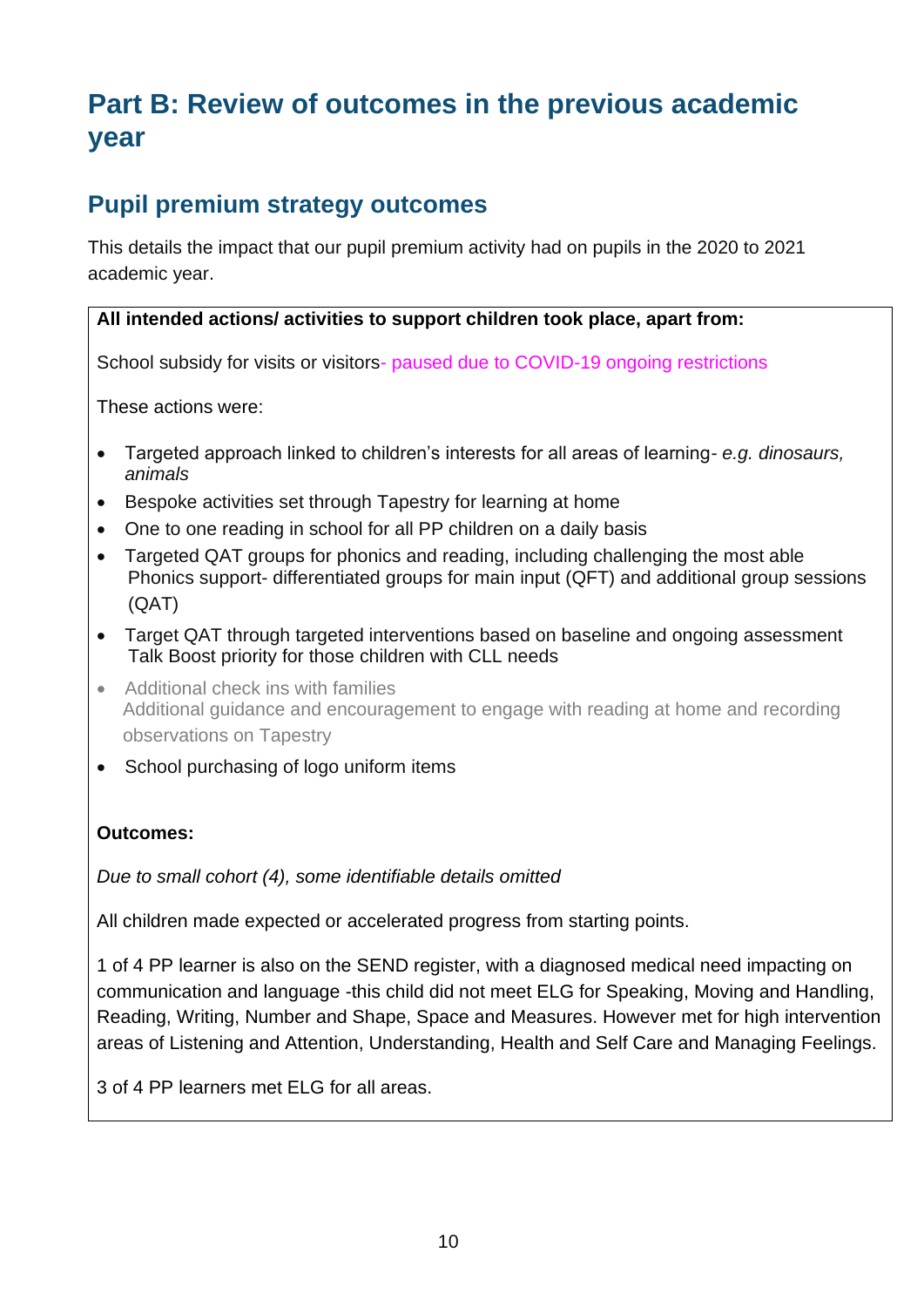# Part B: Review of outcomes in the previous academic year

## Pupil premium strategy outcomes

This details the impact that our pupil premium activity had on pupils in the 2020 to 2021 academic year.

**All intended actions/ activities to support children took place, apart from:**

School subsidy for visits or visitors- paused due to COVID-19 ongoing restrictions

These actions were:

- Targeted approach linked to children's interests for all areas of learning- *e.g. dinosaurs, animals*
- Bespoke activities set through Tapestry for learning at home
- One to one reading in school for all PP children on a daily basis
- Targeted QAT groups for phonics and reading, including challenging the most able
  Phonics support- differentiated groups for main input (QFT) and additional group sessions (QAT)
- Target QAT through targeted interventions based on baseline and ongoing assessment
  Talk Boost priority for those children with CLL needs
- Additional check ins with families
  Additional guidance and encouragement to engage with reading at home and recording observations on Tapestry
- School purchasing of logo uniform items

**Outcomes:**

*Due to small cohort (4), some identifiable details omitted*

All children made expected or accelerated progress from starting points.

1 of 4 PP learner is also on the SEND register, with a diagnosed medical need impacting on communication and language -this child did not meet ELG for Speaking, Moving and Handling, Reading, Writing, Number and Shape, Space and Measures. However met for high intervention areas of Listening and Attention, Understanding, Health and Self Care and Managing Feelings.

3 of 4 PP learners met ELG for all areas.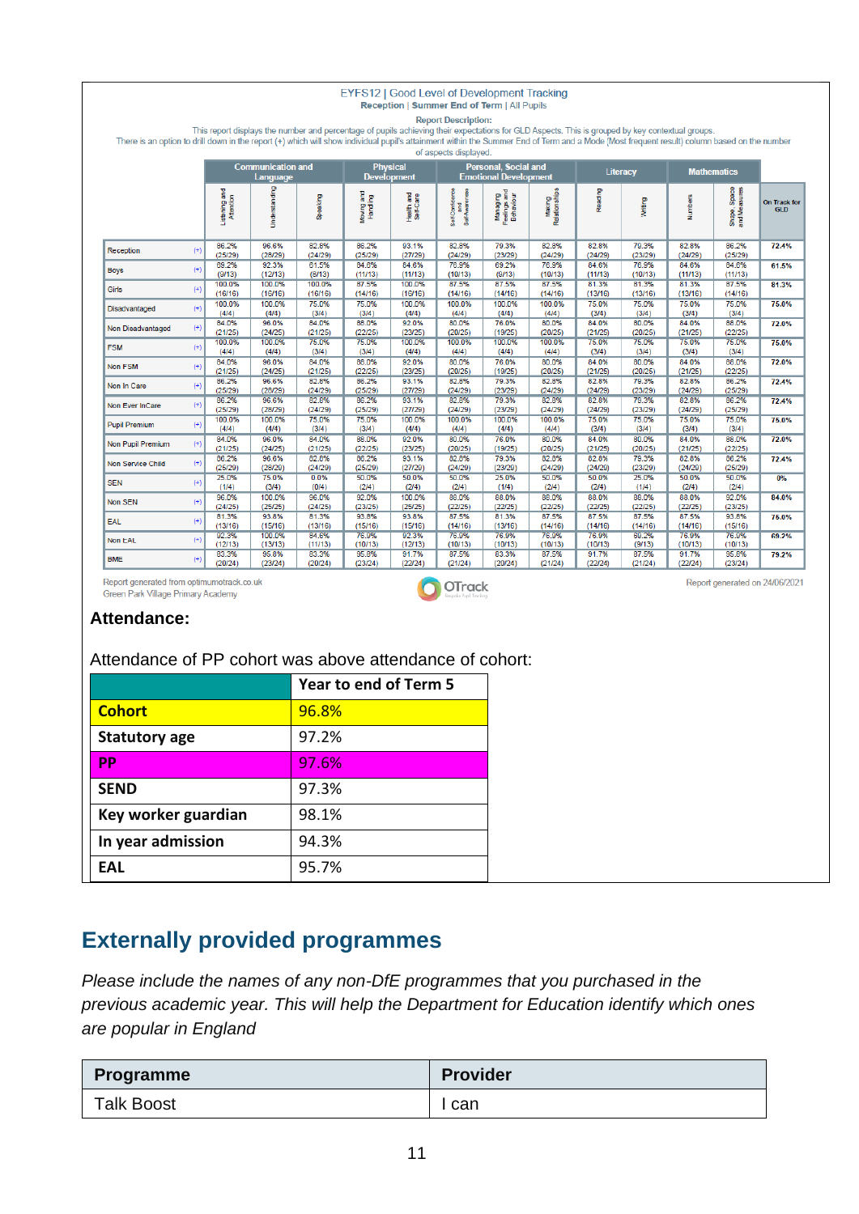**EYFS12 | Good Level of Development Tracking**
**Reception | Summer End of Term | All Pupils**

**Report Description:**
This report displays the number and percentage of pupils achieving their expectations for GLD Aspects. This is grouped by key contextual groups.
There is an option to drill down in the report (+) which will show individual pupil's attainment within the Summer End of Term and a Mode (Most frequent result) column based on the number of aspects displayed.

| | Communication and Language | | | Physical Development | | Personal, Social and Emotional Development | | | Literacy | | Mathematics | | |
|---|---|---|---|---|---|---|---|---|---|---|---|---|---|
| | Listening and Attention | Understanding | Speaking | Moving and Handling | Health and Self-Care | Self-Confidence and Self-Awareness | Managing Feelings and Behaviour | Making Relationships | Reading | Writing | Numbers | Shape, Space and Measures | On Track for GLD |
| Reception (+) | 86.2% (25/29) | 96.6% (28/29) | 82.8% (24/29) | 86.2% (25/29) | 93.1% (27/29) | 82.8% (24/29) | 79.3% (23/29) | 82.8% (24/29) | 82.8% (24/29) | 79.3% (23/29) | 82.8% (24/29) | 86.2% (25/29) | 72.4% |
| Boys (+) | 69.2% (9/13) | 92.3% (12/13) | 61.5% (8/13) | 84.6% (11/13) | 84.6% (11/13) | 76.9% (10/13) | 69.2% (9/13) | 76.9% (10/13) | 84.6% (11/13) | 76.9% (10/13) | 84.6% (11/13) | 84.6% (11/13) | 61.5% |
| Girls (+) | 100.0% (16/16) | 100.0% (16/16) | 100.0% (16/16) | 87.5% (14/16) | 100.0% (16/16) | 87.5% (14/16) | 87.5% (14/16) | 87.5% (14/16) | 81.3% (13/16) | 81.3% (13/16) | 81.3% (13/16) | 87.5% (14/16) | 81.3% |
| Disadvantaged (+) | 100.0% (4/4) | 100.0% (4/4) | 75.0% (3/4) | 75.0% (3/4) | 100.0% (4/4) | 100.0% (4/4) | 100.0% (4/4) | 100.0% (4/4) | 75.0% (3/4) | 75.0% (3/4) | 75.0% (3/4) | 75.0% (3/4) | 75.0% |
| Non Disadvantaged (+) | 84.0% (21/25) | 96.0% (24/25) | 84.0% (21/25) | 88.0% (22/25) | 92.0% (23/25) | 80.0% (20/25) | 76.0% (19/25) | 80.0% (20/25) | 84.0% (21/25) | 80.0% (20/25) | 84.0% (21/25) | 88.0% (22/25) | 72.0% |
| FSM (+) | 100.0% (4/4) | 100.0% (4/4) | 75.0% (3/4) | 75.0% (3/4) | 100.0% (4/4) | 100.0% (4/4) | 100.0% (4/4) | 100.0% (4/4) | 75.0% (3/4) | 75.0% (3/4) | 75.0% (3/4) | 75.0% (3/4) | 75.0% |
| Non FSM (+) | 84.0% (21/25) | 96.0% (24/25) | 84.0% (21/25) | 88.0% (22/25) | 92.0% (23/25) | 80.0% (20/25) | 76.0% (19/25) | 80.0% (20/25) | 84.0% (21/25) | 80.0% (20/25) | 84.0% (21/25) | 88.0% (22/25) | 72.0% |
| Non In Care (+) | 86.2% (25/29) | 96.6% (28/29) | 82.8% (24/29) | 86.2% (25/29) | 93.1% (27/29) | 82.8% (24/29) | 79.3% (23/29) | 82.8% (24/29) | 82.8% (24/29) | 79.3% (23/29) | 82.8% (24/29) | 86.2% (25/29) | 72.4% |
| Non Ever InCare (+) | 86.2% (25/29) | 96.6% (28/29) | 82.8% (24/29) | 86.2% (25/29) | 93.1% (27/29) | 82.8% (24/29) | 79.3% (23/29) | 82.8% (24/29) | 82.8% (24/29) | 79.3% (23/29) | 82.8% (24/29) | 86.2% (25/29) | 72.4% |
| Pupil Premium (+) | 100.0% (4/4) | 100.0% (4/4) | 75.0% (3/4) | 75.0% (3/4) | 100.0% (4/4) | 100.0% (4/4) | 100.0% (4/4) | 100.0% (4/4) | 75.0% (3/4) | 75.0% (3/4) | 75.0% (3/4) | 75.0% (3/4) | 75.0% |
| Non Pupil Premium (+) | 84.0% (21/25) | 96.0% (24/25) | 84.0% (21/25) | 88.0% (22/25) | 92.0% (23/25) | 80.0% (20/25) | 76.0% (19/25) | 80.0% (20/25) | 84.0% (21/25) | 80.0% (20/25) | 84.0% (21/25) | 88.0% (22/25) | 72.0% |
| Non Service Child (+) | 86.2% (25/29) | 96.6% (28/29) | 82.8% (24/29) | 86.2% (25/29) | 93.1% (27/29) | 82.8% (24/29) | 79.3% (23/29) | 82.8% (24/29) | 82.8% (24/29) | 79.3% (23/29) | 82.8% (24/29) | 86.2% (25/29) | 72.4% |
| SEN (+) | 25.0% (1/4) | 75.0% (3/4) | 0.0% (0/4) | 50.0% (2/4) | 50.0% (2/4) | 50.0% (2/4) | 25.0% (1/4) | 50.0% (2/4) | 50.0% (2/4) | 25.0% (1/4) | 50.0% (2/4) | 50.0% (2/4) | 0% |
| Non SEN (+) | 96.0% (24/25) | 100.0% (25/25) | 96.0% (24/25) | 92.0% (23/25) | 100.0% (25/25) | 88.0% (22/25) | 88.0% (22/25) | 88.0% (22/25) | 88.0% (22/25) | 88.0% (22/25) | 88.0% (22/25) | 92.0% (23/25) | 84.0% |
| EAL (+) | 81.3% (13/16) | 93.8% (15/16) | 81.3% (13/16) | 93.8% (15/16) | 93.8% (15/16) | 87.5% (14/16) | 81.3% (13/16) | 87.5% (14/16) | 87.5% (14/16) | 87.5% (14/16) | 87.5% (14/16) | 93.8% (15/16) | 75.0% |
| Non EAL (+) | 92.3% (12/13) | 100.0% (13/13) | 84.6% (11/13) | 76.9% (10/13) | 92.3% (12/13) | 76.9% (10/13) | 76.9% (10/13) | 76.9% (10/13) | 76.9% (10/13) | 69.2% (9/13) | 76.9% (10/13) | 76.9% (10/13) | 69.2% |
| BME (+) | 83.3% (20/24) | 95.8% (23/24) | 83.3% (20/24) | 95.8% (23/24) | 91.7% (22/24) | 87.5% (21/24) | 83.3% (20/24) | 87.5% (21/24) | 91.7% (22/24) | 87.5% (21/24) | 91.7% (22/24) | 95.8% (23/24) | 79.2% |

Report generated from optimumotrack.co.uk
Green Park Village Primary Academy

OTrack

Report generated on 24/06/2021

### Attendance:

Attendance of PP cohort was above attendance of cohort:

| | Year to end of Term 5 |
|---|---|
| **Cohort** | 96.8% |
| **Statutory age** | 97.2% |
| **PP** | 97.6% |
| **SEND** | 97.3% |
| **Key worker guardian** | 98.1% |
| **In year admission** | 94.3% |
| **EAL** | 95.7% |

## Externally provided programmes

*Please include the names of any non-DfE programmes that you purchased in the previous academic year. This will help the Department for Education identify which ones are popular in England*

| Programme | Provider |
|---|---|
| Talk Boost | I can |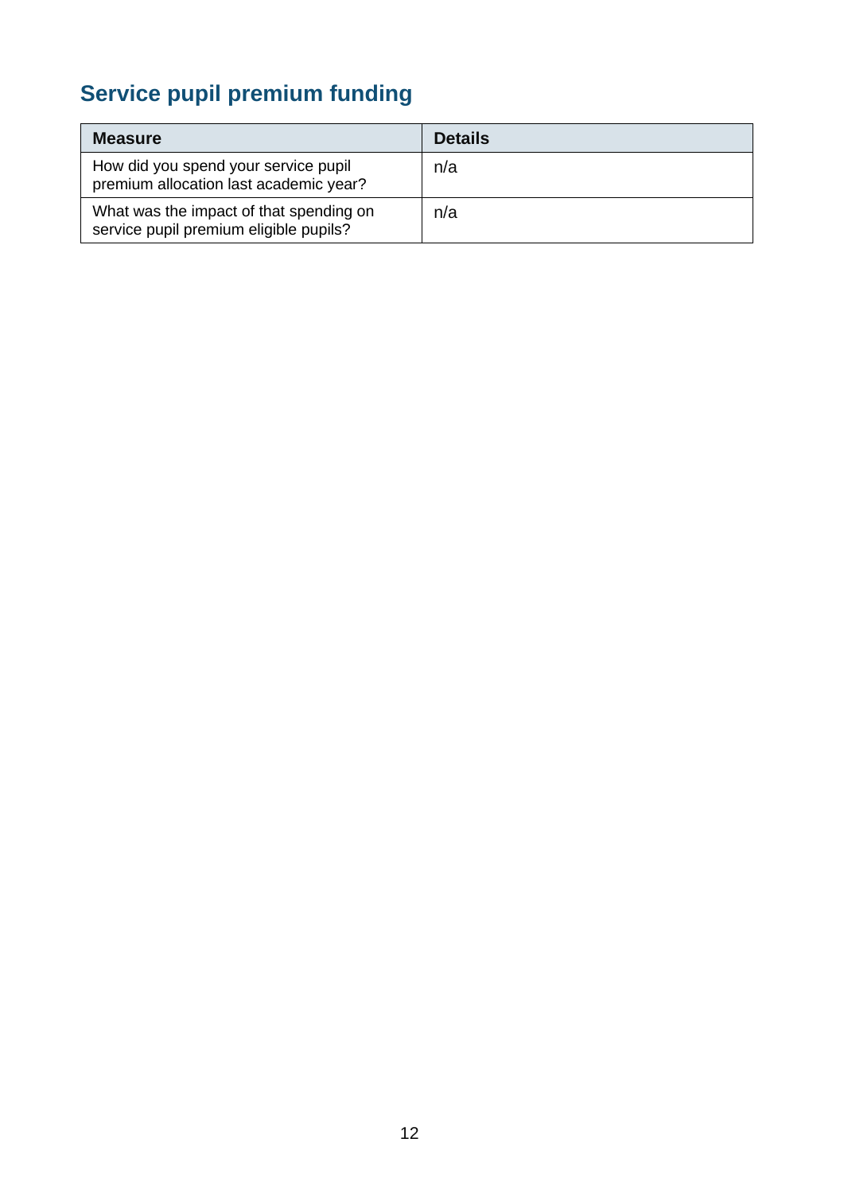## Service pupil premium funding

| Measure | Details |
| --- | --- |
| How did you spend your service pupil premium allocation last academic year? | n/a |
| What was the impact of that spending on service pupil premium eligible pupils? | n/a |